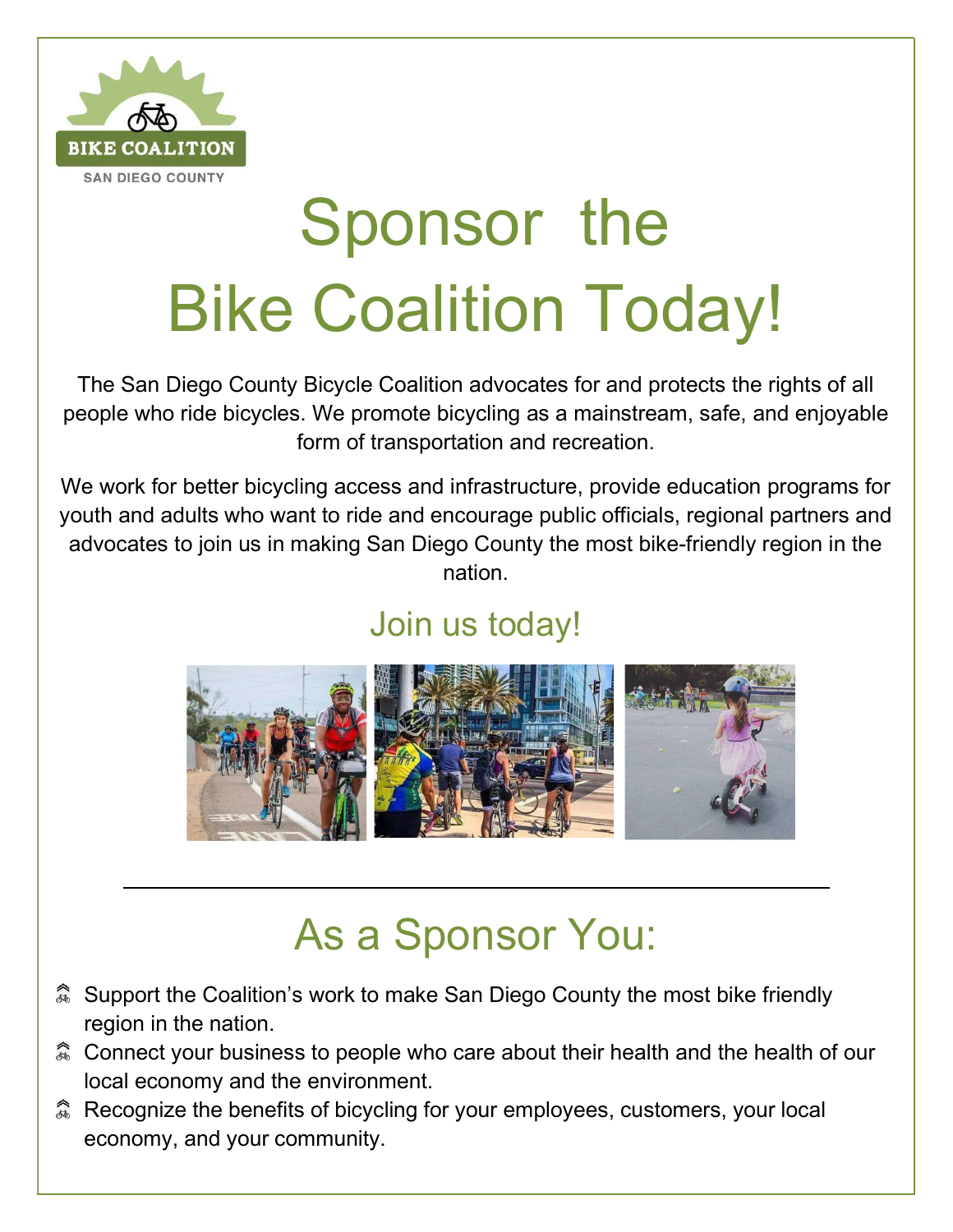BIKE COALITION

SAN DIEGO COUNTY

# Sponsor the Bike Coalition Today!

The San Diego County Bicycle Coalition advocates for and protects the rights of all people who ride bicycles. We promote bicycling as a mainstream, safe, and enjoyable form of transportation and recreation.

We work for better bicycling access and infrastructure, provide education programs for youth and adults who want to ride and encourage public officials, regional partners and advocates to join us in making San Diego County the most bike-friendly region in the nation.

## Join us today!

---

## As a Sponsor You:

- Support the Coalition's work to make San Diego County the most bike friendly region in the nation.
- Connect your business to people who care about their health and the health of our local economy and the environment.
- Recognize the benefits of bicycling for your employees, customers, your local economy, and your community.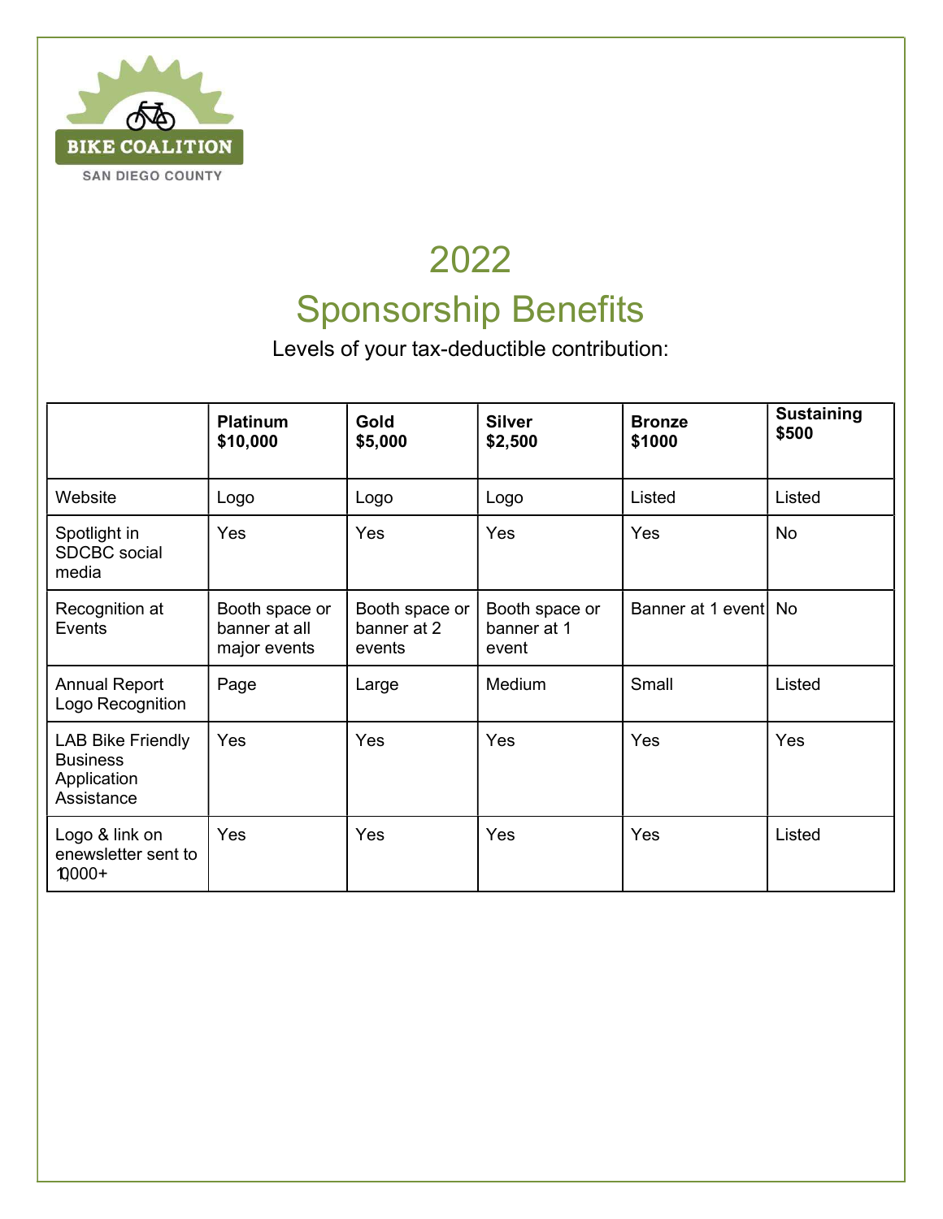BIKE COALITION

SAN DIEGO COUNTY

# 2022
# Sponsorship Benefits

Levels of your tax-deductible contribution:

| | **Platinum $10,000** | **Gold $5,000** | **Silver $2,500** | **Bronze $1000** | **Sustaining $500** |
|---|---|---|---|---|---|
| Website | Logo | Logo | Logo | Listed | Listed |
| Spotlight in SDCBC social media | Yes | Yes | Yes | Yes | No |
| Recognition at Events | Booth space or banner at all major events | Booth space or banner at 2 events | Booth space or banner at 1 event | Banner at 1 event | No |
| Annual Report Logo Recognition | Page | Large | Medium | Small | Listed |
| LAB Bike Friendly Business Application Assistance | Yes | Yes | Yes | Yes | Yes |
| Logo & link on enewsletter sent to 10,000+ | Yes | Yes | Yes | Yes | Listed |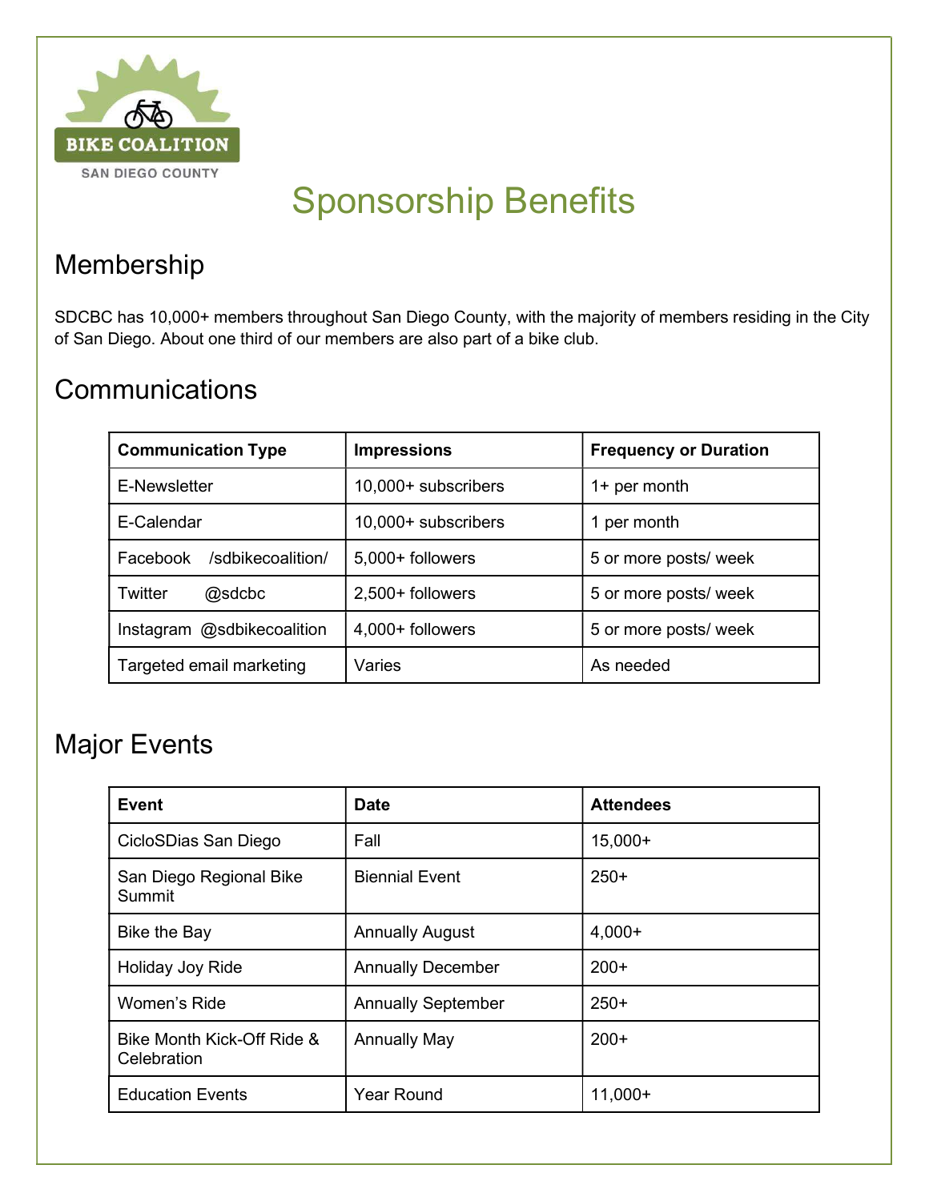# Sponsorship Benefits

## Membership

SDCBC has 10,000+ members throughout San Diego County, with the majority of members residing in the City of San Diego. About one third of our members are also part of a bike club.

## Communications

| Communication Type | Impressions | Frequency or Duration |
|---|---|---|
| E-Newsletter | 10,000+ subscribers | 1+ per month |
| E-Calendar | 10,000+ subscribers | 1 per month |
| Facebook /sdbikecoalition/ | 5,000+ followers | 5 or more posts/ week |
| Twitter @sdcbc | 2,500+ followers | 5 or more posts/ week |
| Instagram @sdbikecoalition | 4,000+ followers | 5 or more posts/ week |
| Targeted email marketing | Varies | As needed |

## Major Events

| Event | Date | Attendees |
|---|---|---|
| CicloSDias San Diego | Fall | 15,000+ |
| San Diego Regional Bike Summit | Biennial Event | 250+ |
| Bike the Bay | Annually August | 4,000+ |
| Holiday Joy Ride | Annually December | 200+ |
| Women's Ride | Annually September | 250+ |
| Bike Month Kick-Off Ride & Celebration | Annually May | 200+ |
| Education Events | Year Round | 11,000+ |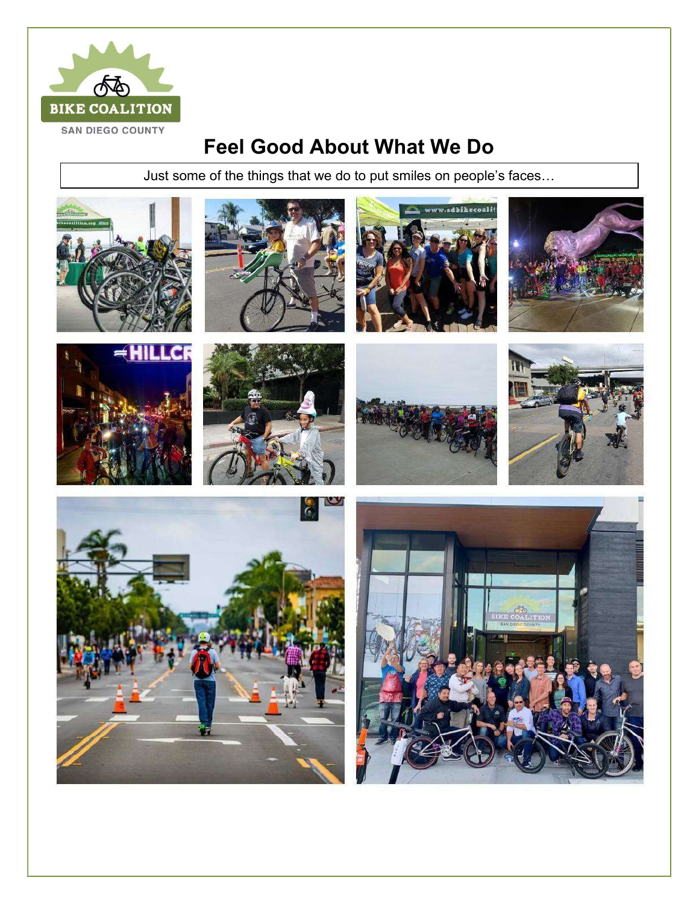BIKE COALITION

SAN DIEGO COUNTY

# Feel Good About What We Do

Just some of the things that we do to put smiles on people's faces…